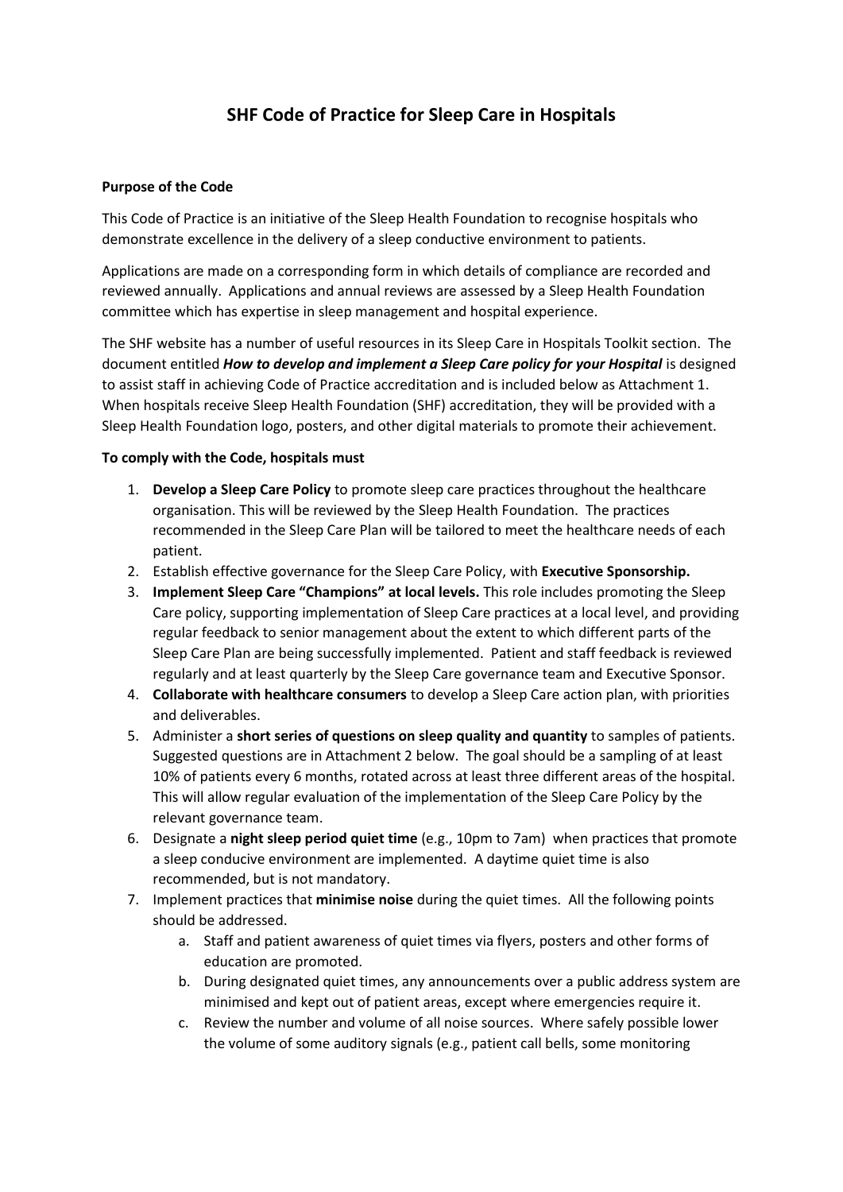# SHF Code of Practice for Sleep Care in Hospitals

**Purpose of the Code**

This Code of Practice is an initiative of the Sleep Health Foundation to recognise hospitals who demonstrate excellence in the delivery of a sleep conductive environment to patients.

Applications are made on a corresponding form in which details of compliance are recorded and reviewed annually. Applications and annual reviews are assessed by a Sleep Health Foundation committee which has expertise in sleep management and hospital experience.

The SHF website has a number of useful resources in its Sleep Care in Hospitals Toolkit section. The document entitled ***How to develop and implement a Sleep Care policy for your Hospital*** is designed to assist staff in achieving Code of Practice accreditation and is included below as Attachment 1. When hospitals receive Sleep Health Foundation (SHF) accreditation, they will be provided with a Sleep Health Foundation logo, posters, and other digital materials to promote their achievement.

**To comply with the Code, hospitals must**

1. **Develop a Sleep Care Policy** to promote sleep care practices throughout the healthcare organisation. This will be reviewed by the Sleep Health Foundation. The practices recommended in the Sleep Care Plan will be tailored to meet the healthcare needs of each patient.
2. Establish effective governance for the Sleep Care Policy, with **Executive Sponsorship.**
3. **Implement Sleep Care "Champions" at local levels.** This role includes promoting the Sleep Care policy, supporting implementation of Sleep Care practices at a local level, and providing regular feedback to senior management about the extent to which different parts of the Sleep Care Plan are being successfully implemented. Patient and staff feedback is reviewed regularly and at least quarterly by the Sleep Care governance team and Executive Sponsor.
4. **Collaborate with healthcare consumers** to develop a Sleep Care action plan, with priorities and deliverables.
5. Administer a **short series of questions on sleep quality and quantity** to samples of patients. Suggested questions are in Attachment 2 below. The goal should be a sampling of at least 10% of patients every 6 months, rotated across at least three different areas of the hospital. This will allow regular evaluation of the implementation of the Sleep Care Policy by the relevant governance team.
6. Designate a **night sleep period quiet time** (e.g., 10pm to 7am) when practices that promote a sleep conducive environment are implemented. A daytime quiet time is also recommended, but is not mandatory.
7. Implement practices that **minimise noise** during the quiet times. All the following points should be addressed.
   a. Staff and patient awareness of quiet times via flyers, posters and other forms of education are promoted.
   b. During designated quiet times, any announcements over a public address system are minimised and kept out of patient areas, except where emergencies require it.
   c. Review the number and volume of all noise sources. Where safely possible lower the volume of some auditory signals (e.g., patient call bells, some monitoring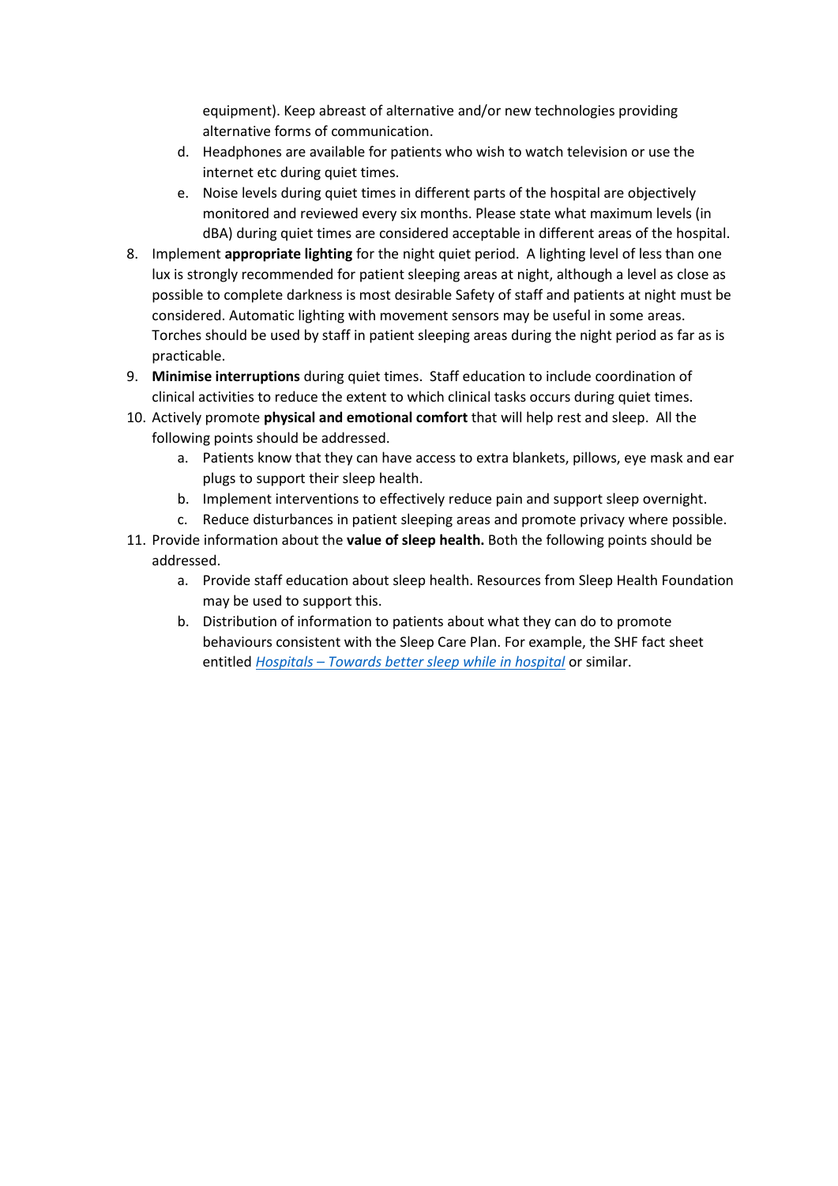equipment). Keep abreast of alternative and/or new technologies providing alternative forms of communication.

   d. Headphones are available for patients who wish to watch television or use the internet etc during quiet times.

   e. Noise levels during quiet times in different parts of the hospital are objectively monitored and reviewed every six months. Please state what maximum levels (in dBA) during quiet times are considered acceptable in different areas of the hospital.

8. Implement **appropriate lighting** for the night quiet period. A lighting level of less than one lux is strongly recommended for patient sleeping areas at night, although a level as close as possible to complete darkness is most desirable Safety of staff and patients at night must be considered. Automatic lighting with movement sensors may be useful in some areas. Torches should be used by staff in patient sleeping areas during the night period as far as is practicable.
9. **Minimise interruptions** during quiet times. Staff education to include coordination of clinical activities to reduce the extent to which clinical tasks occurs during quiet times.
10. Actively promote **physical and emotional comfort** that will help rest and sleep. All the following points should be addressed.
    a. Patients know that they can have access to extra blankets, pillows, eye mask and ear plugs to support their sleep health.
    b. Implement interventions to effectively reduce pain and support sleep overnight.
    c. Reduce disturbances in patient sleeping areas and promote privacy where possible.
11. Provide information about the **value of sleep health.** Both the following points should be addressed.
    a. Provide staff education about sleep health. Resources from Sleep Health Foundation may be used to support this.
    b. Distribution of information to patients about what they can do to promote behaviours consistent with the Sleep Care Plan. For example, the SHF fact sheet entitled *Hospitals – Towards better sleep while in hospital* or similar.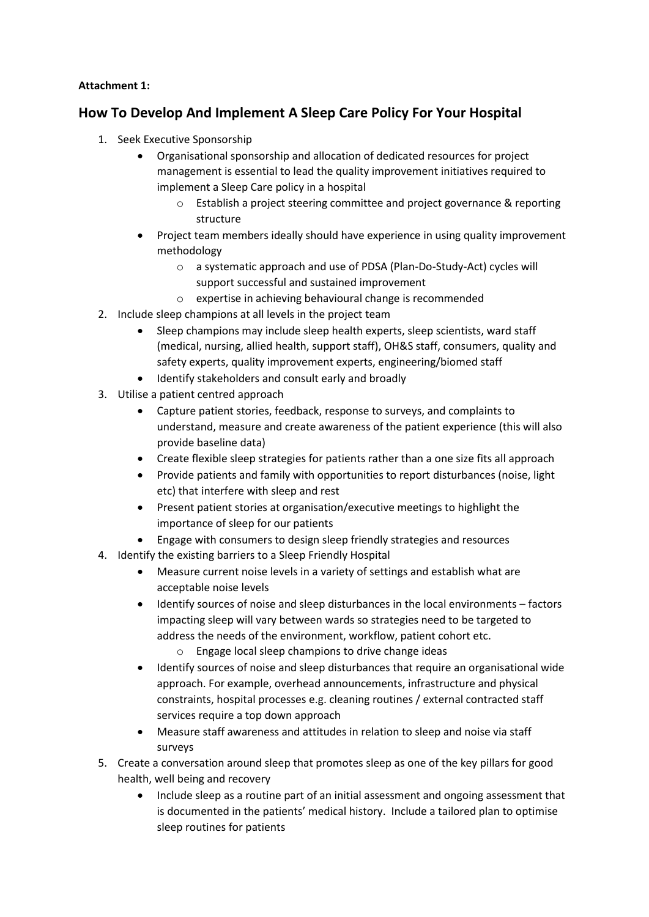**Attachment 1:**

## How To Develop And Implement A Sleep Care Policy For Your Hospital

1. Seek Executive Sponsorship
    - Organisational sponsorship and allocation of dedicated resources for project management is essential to lead the quality improvement initiatives required to implement a Sleep Care policy in a hospital
        - Establish a project steering committee and project governance & reporting structure
    - Project team members ideally should have experience in using quality improvement methodology
        - a systematic approach and use of PDSA (Plan-Do-Study-Act) cycles will support successful and sustained improvement
        - expertise in achieving behavioural change is recommended
2. Include sleep champions at all levels in the project team
    - Sleep champions may include sleep health experts, sleep scientists, ward staff (medical, nursing, allied health, support staff), OH&S staff, consumers, quality and safety experts, quality improvement experts, engineering/biomed staff
    - Identify stakeholders and consult early and broadly
3. Utilise a patient centred approach
    - Capture patient stories, feedback, response to surveys, and complaints to understand, measure and create awareness of the patient experience (this will also provide baseline data)
    - Create flexible sleep strategies for patients rather than a one size fits all approach
    - Provide patients and family with opportunities to report disturbances (noise, light etc) that interfere with sleep and rest
    - Present patient stories at organisation/executive meetings to highlight the importance of sleep for our patients
    - Engage with consumers to design sleep friendly strategies and resources
4. Identify the existing barriers to a Sleep Friendly Hospital
    - Measure current noise levels in a variety of settings and establish what are acceptable noise levels
    - Identify sources of noise and sleep disturbances in the local environments – factors impacting sleep will vary between wards so strategies need to be targeted to address the needs of the environment, workflow, patient cohort etc.
        - Engage local sleep champions to drive change ideas
    - Identify sources of noise and sleep disturbances that require an organisational wide approach. For example, overhead announcements, infrastructure and physical constraints, hospital processes e.g. cleaning routines / external contracted staff services require a top down approach
    - Measure staff awareness and attitudes in relation to sleep and noise via staff surveys
5. Create a conversation around sleep that promotes sleep as one of the key pillars for good health, well being and recovery
    - Include sleep as a routine part of an initial assessment and ongoing assessment that is documented in the patients' medical history. Include a tailored plan to optimise sleep routines for patients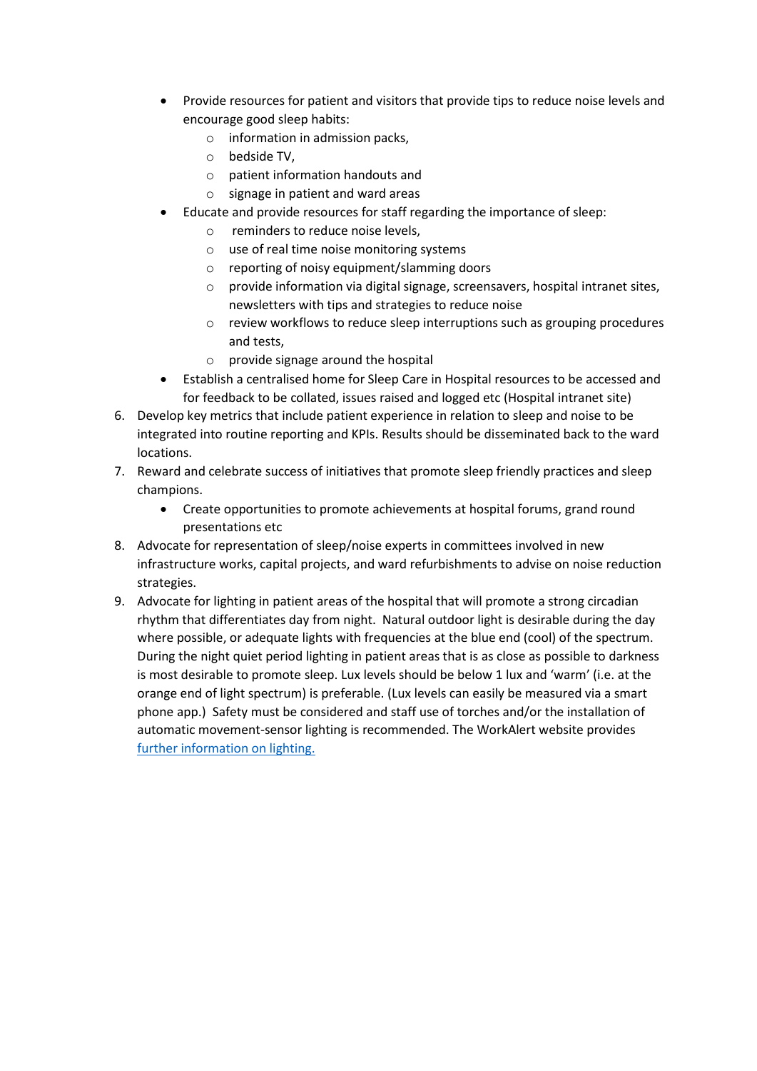- Provide resources for patient and visitors that provide tips to reduce noise levels and encourage good sleep habits:
    - information in admission packs,
    - bedside TV,
    - patient information handouts and
    - signage in patient and ward areas
- Educate and provide resources for staff regarding the importance of sleep:
    - reminders to reduce noise levels,
    - use of real time noise monitoring systems
    - reporting of noisy equipment/slamming doors
    - provide information via digital signage, screensavers, hospital intranet sites, newsletters with tips and strategies to reduce noise
    - review workflows to reduce sleep interruptions such as grouping procedures and tests,
    - provide signage around the hospital
- Establish a centralised home for Sleep Care in Hospital resources to be accessed and for feedback to be collated, issues raised and logged etc (Hospital intranet site)

6. Develop key metrics that include patient experience in relation to sleep and noise to be integrated into routine reporting and KPIs. Results should be disseminated back to the ward locations.
7. Reward and celebrate success of initiatives that promote sleep friendly practices and sleep champions.
    - Create opportunities to promote achievements at hospital forums, grand round presentations etc
8. Advocate for representation of sleep/noise experts in committees involved in new infrastructure works, capital projects, and ward refurbishments to advise on noise reduction strategies.
9. Advocate for lighting in patient areas of the hospital that will promote a strong circadian rhythm that differentiates day from night. Natural outdoor light is desirable during the day where possible, or adequate lights with frequencies at the blue end (cool) of the spectrum. During the night quiet period lighting in patient areas that is as close as possible to darkness is most desirable to promote sleep. Lux levels should be below 1 lux and 'warm' (i.e. at the orange end of light spectrum) is preferable. (Lux levels can easily be measured via a smart phone app.) Safety must be considered and staff use of torches and/or the installation of automatic movement-sensor lighting is recommended. The WorkAlert website provides further information on lighting.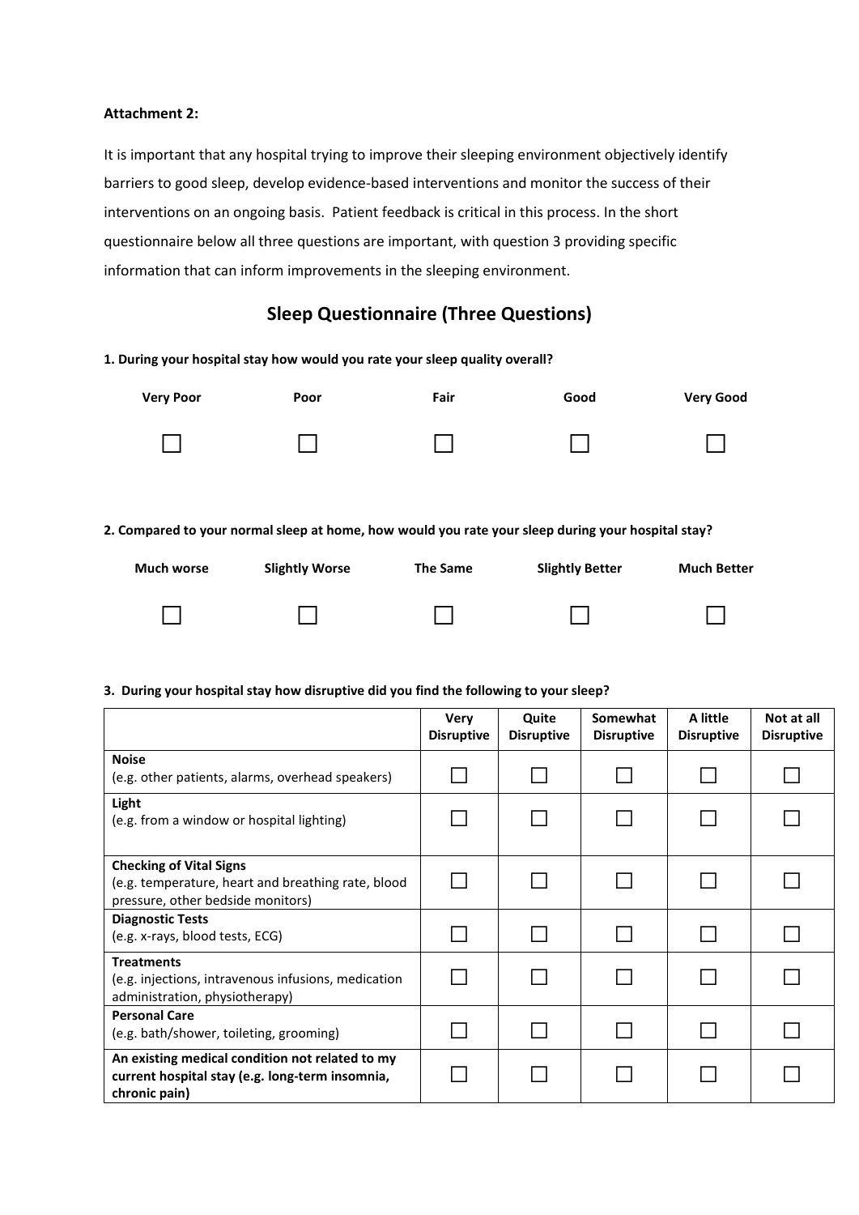**Attachment 2:**

It is important that any hospital trying to improve their sleeping environment objectively identify barriers to good sleep, develop evidence-based interventions and monitor the success of their interventions on an ongoing basis. Patient feedback is critical in this process. In the short questionnaire below all three questions are important, with question 3 providing specific information that can inform improvements in the sleeping environment.

## Sleep Questionnaire (Three Questions)

**1. During your hospital stay how would you rate your sleep quality overall?**

| Very Poor | Poor | Fair | Good | Very Good |
|---|---|---|---|---|
| ☐ | ☐ | ☐ | ☐ | ☐ |

**2. Compared to your normal sleep at home, how would you rate your sleep during your hospital stay?**

| Much worse | Slightly Worse | The Same | Slightly Better | Much Better |
|---|---|---|---|---|
| ☐ | ☐ | ☐ | ☐ | ☐ |

**3. During your hospital stay how disruptive did you find the following to your sleep?**

| | Very Disruptive | Quite Disruptive | Somewhat Disruptive | A little Disruptive | Not at all Disruptive |
|---|---|---|---|---|---|
| **Noise** (e.g. other patients, alarms, overhead speakers) | ☐ | ☐ | ☐ | ☐ | ☐ |
| **Light** (e.g. from a window or hospital lighting) | ☐ | ☐ | ☐ | ☐ | ☐ |
| **Checking of Vital Signs** (e.g. temperature, heart and breathing rate, blood pressure, other bedside monitors) | ☐ | ☐ | ☐ | ☐ | ☐ |
| **Diagnostic Tests** (e.g. x-rays, blood tests, ECG) | ☐ | ☐ | ☐ | ☐ | ☐ |
| **Treatments** (e.g. injections, intravenous infusions, medication administration, physiotherapy) | ☐ | ☐ | ☐ | ☐ | ☐ |
| **Personal Care** (e.g. bath/shower, toileting, grooming) | ☐ | ☐ | ☐ | ☐ | ☐ |
| **An existing medical condition not related to my current hospital stay (e.g. long-term insomnia, chronic pain)** | ☐ | ☐ | ☐ | ☐ | ☐ |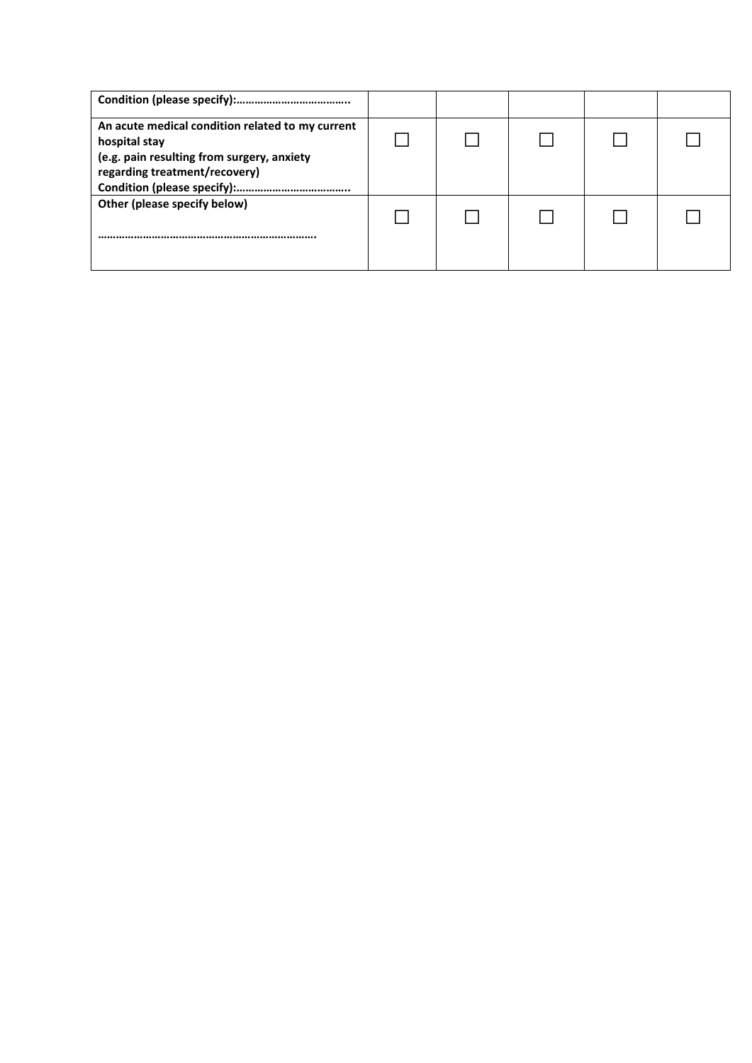| | | | | | |
|---|---|---|---|---|---|
| **Condition (please specify):………………………………..** | | | | | |
| **An acute medical condition related to my current hospital stay**<br>**(e.g. pain resulting from surgery, anxiety regarding treatment/recovery)**<br>**Condition (please specify):………………………………..** | ☐ | ☐ | ☐ | ☐ | ☐ |
| **Other (please specify below)**<br><br>**……………………………………………………………….** | ☐ | ☐ | ☐ | ☐ | ☐ |